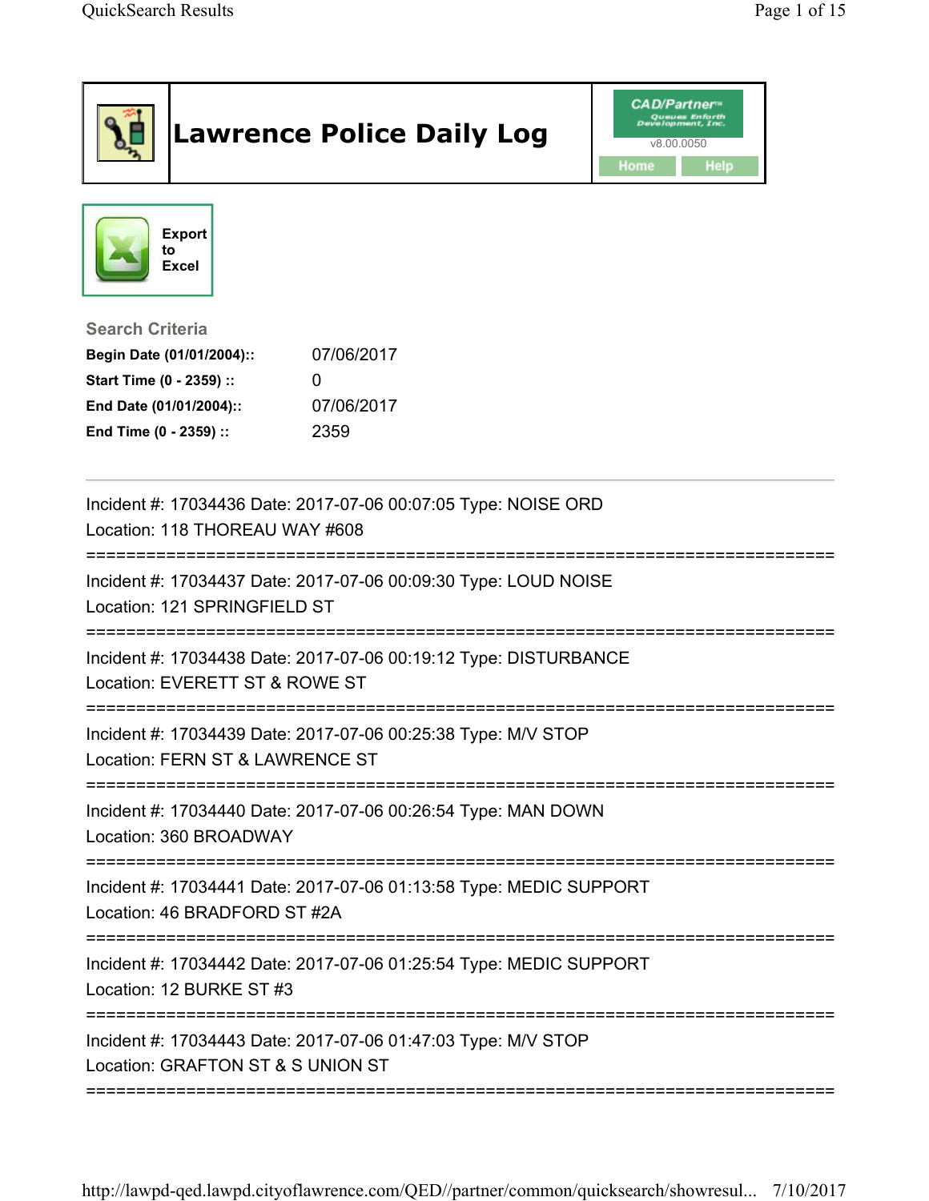# Lawrence Police Daily Log

CAD/Partner™ Queues Enforth Development, Inc.
v8.00.0050

Home Help

Export to Excel

### Search Criteria

| | |
|---|---|
| **Begin Date (01/01/2004)::** | 07/06/2017 |
| **Start Time (0 - 2359) ::** | 0 |
| **End Date (01/01/2004)::** | 07/06/2017 |
| **End Time (0 - 2359) ::** | 2359 |

---

Incident #: 17034436 Date: 2017-07-06 00:07:05 Type: NOISE ORD
Location: 118 THOREAU WAY #608

===========================================================================

Incident #: 17034437 Date: 2017-07-06 00:09:30 Type: LOUD NOISE
Location: 121 SPRINGFIELD ST

===========================================================================

Incident #: 17034438 Date: 2017-07-06 00:19:12 Type: DISTURBANCE
Location: EVERETT ST & ROWE ST

===========================================================================

Incident #: 17034439 Date: 2017-07-06 00:25:38 Type: M/V STOP
Location: FERN ST & LAWRENCE ST

===========================================================================

Incident #: 17034440 Date: 2017-07-06 00:26:54 Type: MAN DOWN
Location: 360 BROADWAY

===========================================================================

Incident #: 17034441 Date: 2017-07-06 01:13:58 Type: MEDIC SUPPORT
Location: 46 BRADFORD ST #2A

===========================================================================

Incident #: 17034442 Date: 2017-07-06 01:25:54 Type: MEDIC SUPPORT
Location: 12 BURKE ST #3

===========================================================================

Incident #: 17034443 Date: 2017-07-06 01:47:03 Type: M/V STOP
Location: GRAFTON ST & S UNION ST

===========================================================================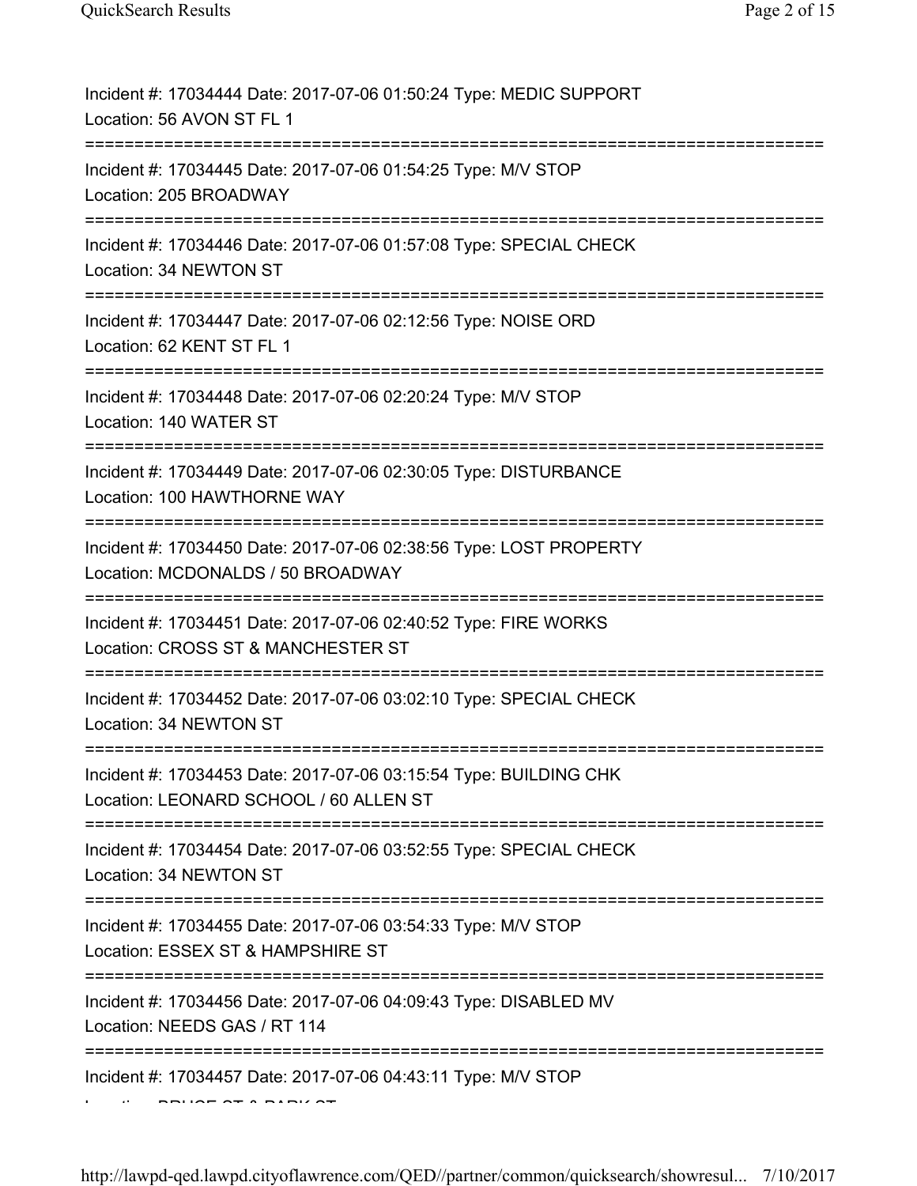Incident #: 17034444 Date: 2017-07-06 01:50:24 Type: MEDIC SUPPORT
Location: 56 AVON ST FL 1

===========================================================================

Incident #: 17034445 Date: 2017-07-06 01:54:25 Type: M/V STOP
Location: 205 BROADWAY

===========================================================================

Incident #: 17034446 Date: 2017-07-06 01:57:08 Type: SPECIAL CHECK
Location: 34 NEWTON ST

===========================================================================

Incident #: 17034447 Date: 2017-07-06 02:12:56 Type: NOISE ORD
Location: 62 KENT ST FL 1

===========================================================================

Incident #: 17034448 Date: 2017-07-06 02:20:24 Type: M/V STOP
Location: 140 WATER ST

===========================================================================

Incident #: 17034449 Date: 2017-07-06 02:30:05 Type: DISTURBANCE
Location: 100 HAWTHORNE WAY

===========================================================================

Incident #: 17034450 Date: 2017-07-06 02:38:56 Type: LOST PROPERTY
Location: MCDONALDS / 50 BROADWAY

===========================================================================

Incident #: 17034451 Date: 2017-07-06 02:40:52 Type: FIRE WORKS
Location: CROSS ST & MANCHESTER ST

===========================================================================

Incident #: 17034452 Date: 2017-07-06 03:02:10 Type: SPECIAL CHECK
Location: 34 NEWTON ST

===========================================================================

Incident #: 17034453 Date: 2017-07-06 03:15:54 Type: BUILDING CHK
Location: LEONARD SCHOOL / 60 ALLEN ST

===========================================================================

Incident #: 17034454 Date: 2017-07-06 03:52:55 Type: SPECIAL CHECK
Location: 34 NEWTON ST

===========================================================================

Incident #: 17034455 Date: 2017-07-06 03:54:33 Type: M/V STOP
Location: ESSEX ST & HAMPSHIRE ST

===========================================================================

Incident #: 17034456 Date: 2017-07-06 04:09:43 Type: DISABLED MV
Location: NEEDS GAS / RT 114

===========================================================================

Incident #: 17034457 Date: 2017-07-06 04:43:11 Type: M/V STOP
Location: BRUCE ST & PARK ST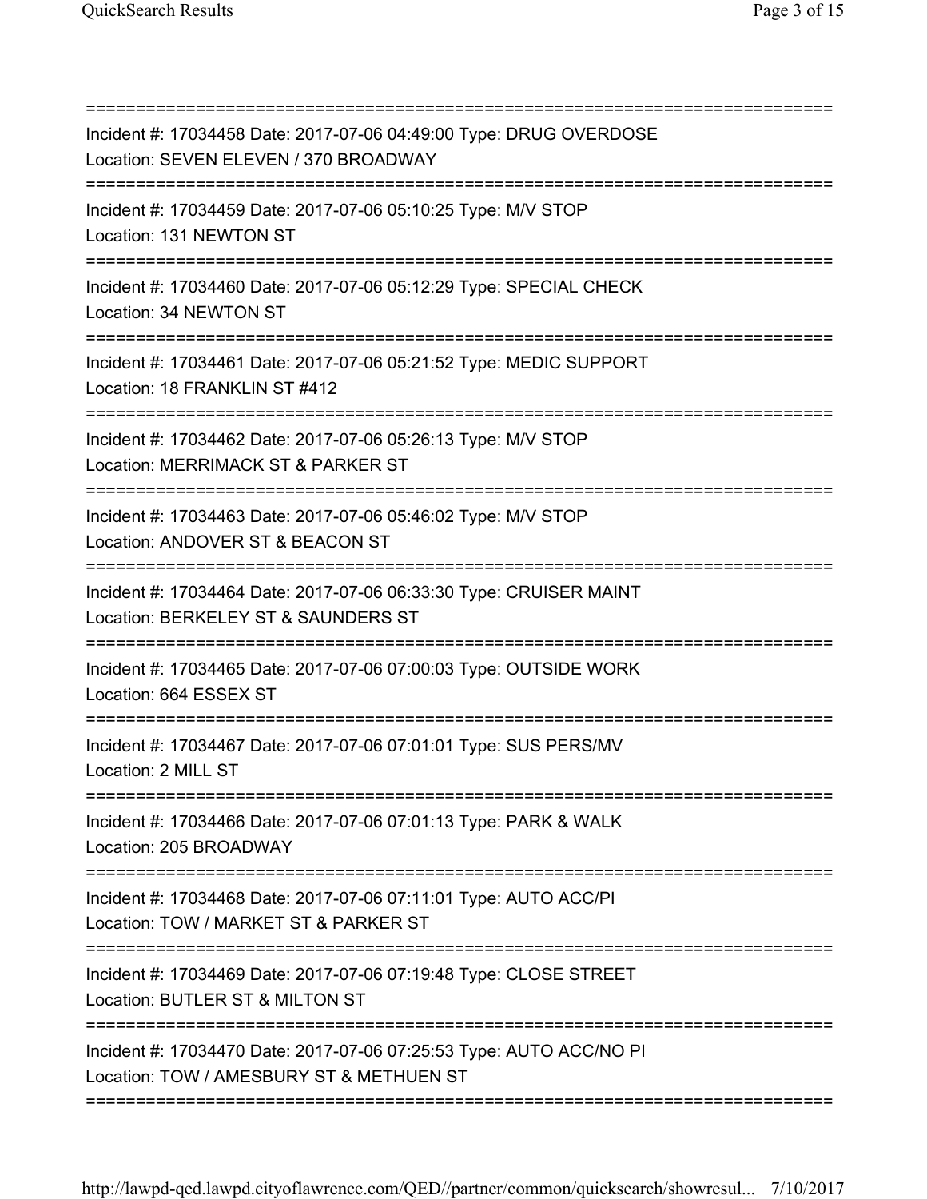===========================================================================

Incident #: 17034458 Date: 2017-07-06 04:49:00 Type: DRUG OVERDOSE
Location: SEVEN ELEVEN / 370 BROADWAY

===========================================================================

Incident #: 17034459 Date: 2017-07-06 05:10:25 Type: M/V STOP
Location: 131 NEWTON ST

===========================================================================

Incident #: 17034460 Date: 2017-07-06 05:12:29 Type: SPECIAL CHECK
Location: 34 NEWTON ST

===========================================================================

Incident #: 17034461 Date: 2017-07-06 05:21:52 Type: MEDIC SUPPORT
Location: 18 FRANKLIN ST #412

===========================================================================

Incident #: 17034462 Date: 2017-07-06 05:26:13 Type: M/V STOP
Location: MERRIMACK ST & PARKER ST

===========================================================================

Incident #: 17034463 Date: 2017-07-06 05:46:02 Type: M/V STOP
Location: ANDOVER ST & BEACON ST

===========================================================================

Incident #: 17034464 Date: 2017-07-06 06:33:30 Type: CRUISER MAINT
Location: BERKELEY ST & SAUNDERS ST

===========================================================================

Incident #: 17034465 Date: 2017-07-06 07:00:03 Type: OUTSIDE WORK
Location: 664 ESSEX ST

===========================================================================

Incident #: 17034467 Date: 2017-07-06 07:01:01 Type: SUS PERS/MV
Location: 2 MILL ST

===========================================================================

Incident #: 17034466 Date: 2017-07-06 07:01:13 Type: PARK & WALK
Location: 205 BROADWAY

===========================================================================

Incident #: 17034468 Date: 2017-07-06 07:11:01 Type: AUTO ACC/PI
Location: TOW / MARKET ST & PARKER ST

===========================================================================

Incident #: 17034469 Date: 2017-07-06 07:19:48 Type: CLOSE STREET
Location: BUTLER ST & MILTON ST

===========================================================================

Incident #: 17034470 Date: 2017-07-06 07:25:53 Type: AUTO ACC/NO PI
Location: TOW / AMESBURY ST & METHUEN ST

===========================================================================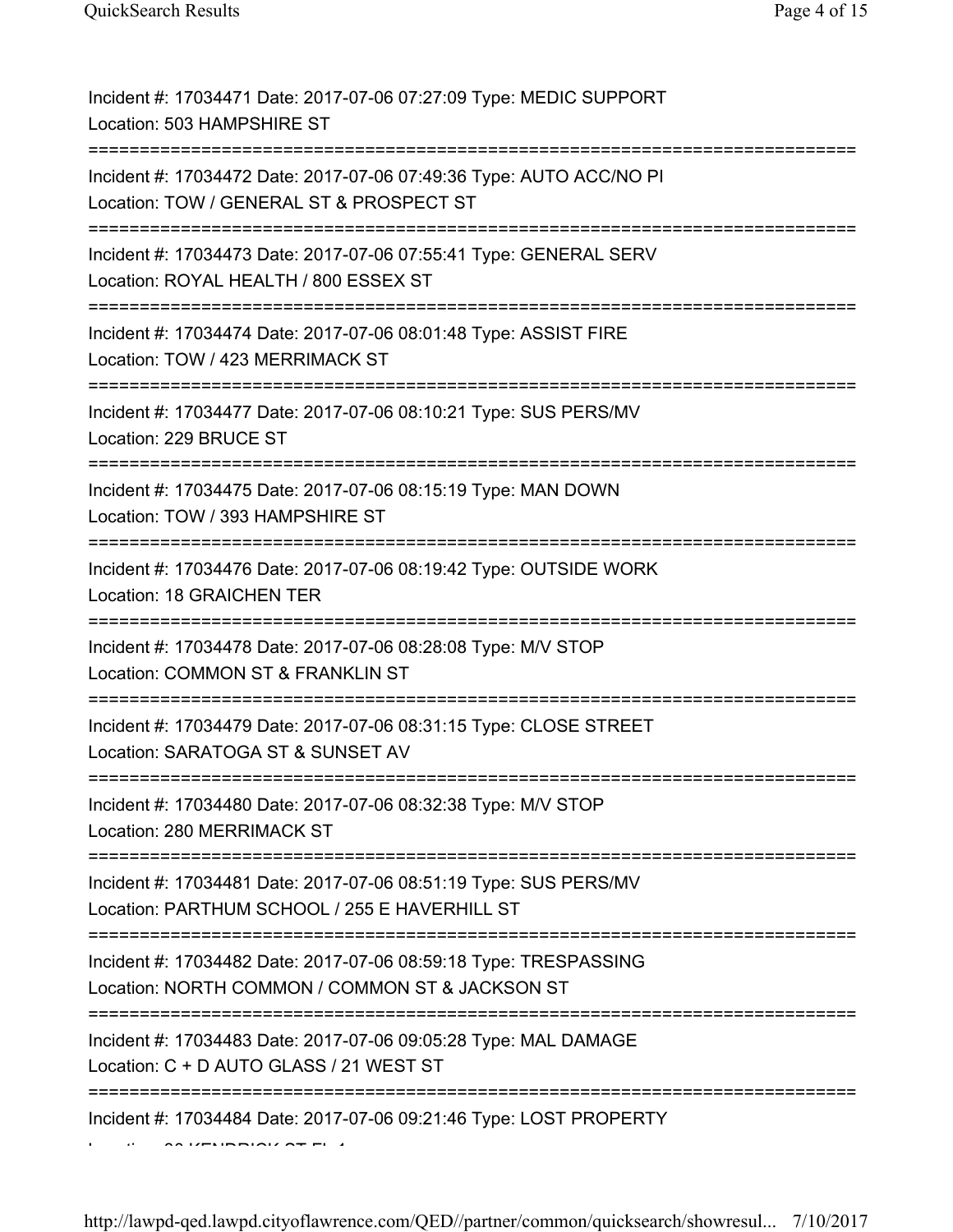Incident #: 17034471 Date: 2017-07-06 07:27:09 Type: MEDIC SUPPORT
Location: 503 HAMPSHIRE ST

===========================================================================

Incident #: 17034472 Date: 2017-07-06 07:49:36 Type: AUTO ACC/NO PI
Location: TOW / GENERAL ST & PROSPECT ST

===========================================================================

Incident #: 17034473 Date: 2017-07-06 07:55:41 Type: GENERAL SERV
Location: ROYAL HEALTH / 800 ESSEX ST

===========================================================================

Incident #: 17034474 Date: 2017-07-06 08:01:48 Type: ASSIST FIRE
Location: TOW / 423 MERRIMACK ST

===========================================================================

Incident #: 17034477 Date: 2017-07-06 08:10:21 Type: SUS PERS/MV
Location: 229 BRUCE ST

===========================================================================

Incident #: 17034475 Date: 2017-07-06 08:15:19 Type: MAN DOWN
Location: TOW / 393 HAMPSHIRE ST

===========================================================================

Incident #: 17034476 Date: 2017-07-06 08:19:42 Type: OUTSIDE WORK
Location: 18 GRAICHEN TER

===========================================================================

Incident #: 17034478 Date: 2017-07-06 08:28:08 Type: M/V STOP
Location: COMMON ST & FRANKLIN ST

===========================================================================

Incident #: 17034479 Date: 2017-07-06 08:31:15 Type: CLOSE STREET
Location: SARATOGA ST & SUNSET AV

===========================================================================

Incident #: 17034480 Date: 2017-07-06 08:32:38 Type: M/V STOP
Location: 280 MERRIMACK ST

===========================================================================

Incident #: 17034481 Date: 2017-07-06 08:51:19 Type: SUS PERS/MV
Location: PARTHUM SCHOOL / 255 E HAVERHILL ST

===========================================================================

Incident #: 17034482 Date: 2017-07-06 08:59:18 Type: TRESPASSING
Location: NORTH COMMON / COMMON ST & JACKSON ST

===========================================================================

Incident #: 17034483 Date: 2017-07-06 09:05:28 Type: MAL DAMAGE
Location: C + D AUTO GLASS / 21 WEST ST

===========================================================================

Incident #: 17034484 Date: 2017-07-06 09:21:46 Type: LOST PROPERTY
Location: 90 KENDRICK ST FL 1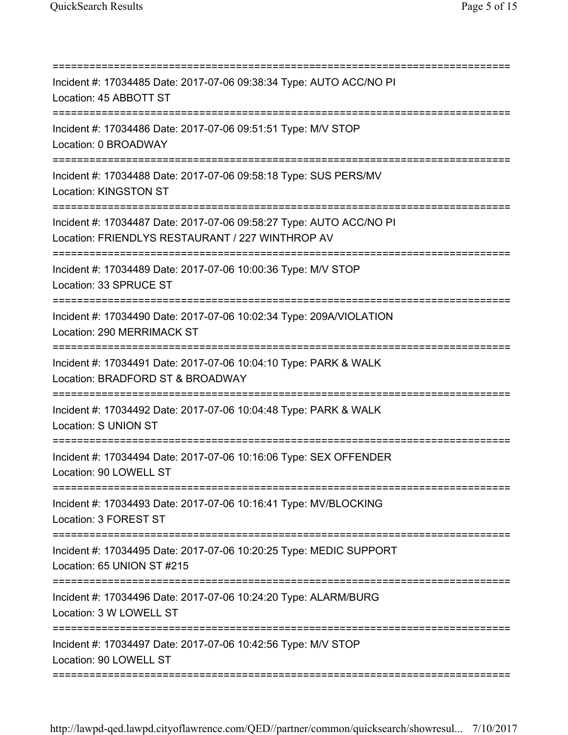===========================================================================

Incident #: 17034485 Date: 2017-07-06 09:38:34 Type: AUTO ACC/NO PI
Location: 45 ABBOTT ST

===========================================================================

Incident #: 17034486 Date: 2017-07-06 09:51:51 Type: M/V STOP
Location: 0 BROADWAY

===========================================================================

Incident #: 17034488 Date: 2017-07-06 09:58:18 Type: SUS PERS/MV
Location: KINGSTON ST

===========================================================================

Incident #: 17034487 Date: 2017-07-06 09:58:27 Type: AUTO ACC/NO PI
Location: FRIENDLYS RESTAURANT / 227 WINTHROP AV

===========================================================================

Incident #: 17034489 Date: 2017-07-06 10:00:36 Type: M/V STOP
Location: 33 SPRUCE ST

===========================================================================

Incident #: 17034490 Date: 2017-07-06 10:02:34 Type: 209A/VIOLATION
Location: 290 MERRIMACK ST

===========================================================================

Incident #: 17034491 Date: 2017-07-06 10:04:10 Type: PARK & WALK
Location: BRADFORD ST & BROADWAY

===========================================================================

Incident #: 17034492 Date: 2017-07-06 10:04:48 Type: PARK & WALK
Location: S UNION ST

===========================================================================

Incident #: 17034494 Date: 2017-07-06 10:16:06 Type: SEX OFFENDER
Location: 90 LOWELL ST

===========================================================================

Incident #: 17034493 Date: 2017-07-06 10:16:41 Type: MV/BLOCKING
Location: 3 FOREST ST

===========================================================================

Incident #: 17034495 Date: 2017-07-06 10:20:25 Type: MEDIC SUPPORT
Location: 65 UNION ST #215

===========================================================================

Incident #: 17034496 Date: 2017-07-06 10:24:20 Type: ALARM/BURG
Location: 3 W LOWELL ST

===========================================================================

Incident #: 17034497 Date: 2017-07-06 10:42:56 Type: M/V STOP
Location: 90 LOWELL ST

===========================================================================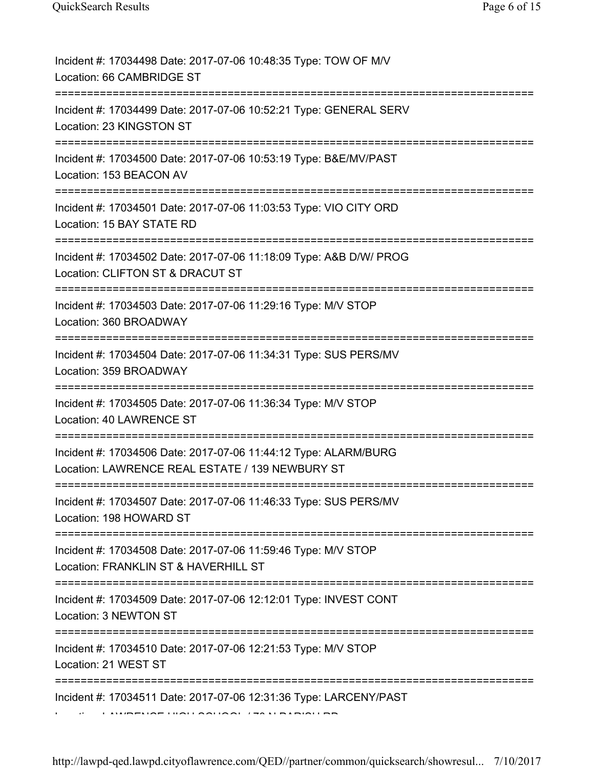Incident #: 17034498 Date: 2017-07-06 10:48:35 Type: TOW OF M/V
Location: 66 CAMBRIDGE ST

===========================================================================

Incident #: 17034499 Date: 2017-07-06 10:52:21 Type: GENERAL SERV
Location: 23 KINGSTON ST

===========================================================================

Incident #: 17034500 Date: 2017-07-06 10:53:19 Type: B&E/MV/PAST
Location: 153 BEACON AV

===========================================================================

Incident #: 17034501 Date: 2017-07-06 11:03:53 Type: VIO CITY ORD
Location: 15 BAY STATE RD

===========================================================================

Incident #: 17034502 Date: 2017-07-06 11:18:09 Type: A&B D/W/ PROG
Location: CLIFTON ST & DRACUT ST

===========================================================================

Incident #: 17034503 Date: 2017-07-06 11:29:16 Type: M/V STOP
Location: 360 BROADWAY

===========================================================================

Incident #: 17034504 Date: 2017-07-06 11:34:31 Type: SUS PERS/MV
Location: 359 BROADWAY

===========================================================================

Incident #: 17034505 Date: 2017-07-06 11:36:34 Type: M/V STOP
Location: 40 LAWRENCE ST

===========================================================================

Incident #: 17034506 Date: 2017-07-06 11:44:12 Type: ALARM/BURG
Location: LAWRENCE REAL ESTATE / 139 NEWBURY ST

===========================================================================

Incident #: 17034507 Date: 2017-07-06 11:46:33 Type: SUS PERS/MV
Location: 198 HOWARD ST

===========================================================================

Incident #: 17034508 Date: 2017-07-06 11:59:46 Type: M/V STOP
Location: FRANKLIN ST & HAVERHILL ST

===========================================================================

Incident #: 17034509 Date: 2017-07-06 12:12:01 Type: INVEST CONT
Location: 3 NEWTON ST

===========================================================================

Incident #: 17034510 Date: 2017-07-06 12:21:53 Type: M/V STOP
Location: 21 WEST ST

===========================================================================

Incident #: 17034511 Date: 2017-07-06 12:31:36 Type: LARCENY/PAST
Location: LAWRENCE HIGH SCHOOL / 70 N PARISH RD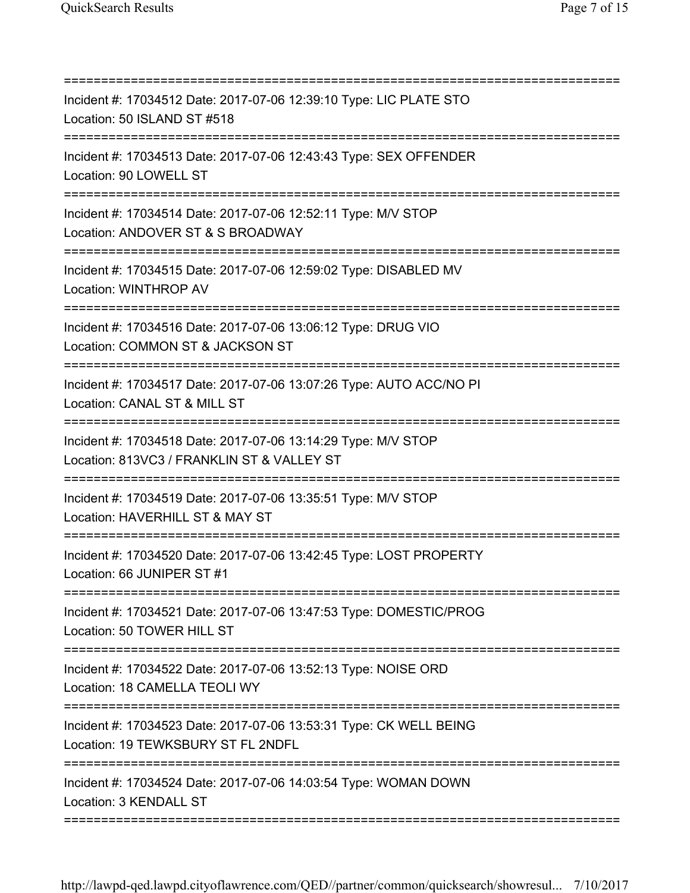===========================================================================

Incident #: 17034512 Date: 2017-07-06 12:39:10 Type: LIC PLATE STO
Location: 50 ISLAND ST #518

===========================================================================

Incident #: 17034513 Date: 2017-07-06 12:43:43 Type: SEX OFFENDER
Location: 90 LOWELL ST

===========================================================================

Incident #: 17034514 Date: 2017-07-06 12:52:11 Type: M/V STOP
Location: ANDOVER ST & S BROADWAY

===========================================================================

Incident #: 17034515 Date: 2017-07-06 12:59:02 Type: DISABLED MV
Location: WINTHROP AV

===========================================================================

Incident #: 17034516 Date: 2017-07-06 13:06:12 Type: DRUG VIO
Location: COMMON ST & JACKSON ST

===========================================================================

Incident #: 17034517 Date: 2017-07-06 13:07:26 Type: AUTO ACC/NO PI
Location: CANAL ST & MILL ST

===========================================================================

Incident #: 17034518 Date: 2017-07-06 13:14:29 Type: M/V STOP
Location: 813VC3 / FRANKLIN ST & VALLEY ST

===========================================================================

Incident #: 17034519 Date: 2017-07-06 13:35:51 Type: M/V STOP
Location: HAVERHILL ST & MAY ST

===========================================================================

Incident #: 17034520 Date: 2017-07-06 13:42:45 Type: LOST PROPERTY
Location: 66 JUNIPER ST #1

===========================================================================

Incident #: 17034521 Date: 2017-07-06 13:47:53 Type: DOMESTIC/PROG
Location: 50 TOWER HILL ST

===========================================================================

Incident #: 17034522 Date: 2017-07-06 13:52:13 Type: NOISE ORD
Location: 18 CAMELLA TEOLI WY

===========================================================================

Incident #: 17034523 Date: 2017-07-06 13:53:31 Type: CK WELL BEING
Location: 19 TEWKSBURY ST FL 2NDFL

===========================================================================

Incident #: 17034524 Date: 2017-07-06 14:03:54 Type: WOMAN DOWN
Location: 3 KENDALL ST

===========================================================================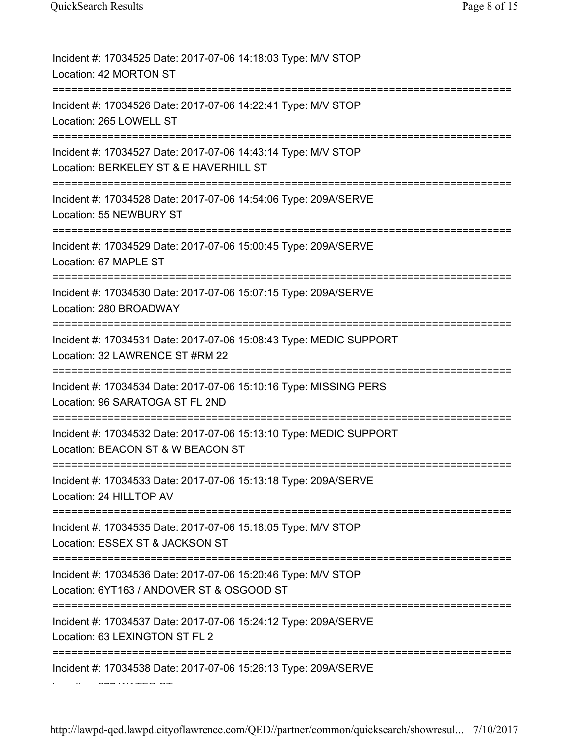Incident #: 17034525 Date: 2017-07-06 14:18:03 Type: M/V STOP
Location: 42 MORTON ST

===========================================================================

Incident #: 17034526 Date: 2017-07-06 14:22:41 Type: M/V STOP
Location: 265 LOWELL ST

===========================================================================

Incident #: 17034527 Date: 2017-07-06 14:43:14 Type: M/V STOP
Location: BERKELEY ST & E HAVERHILL ST

===========================================================================

Incident #: 17034528 Date: 2017-07-06 14:54:06 Type: 209A/SERVE
Location: 55 NEWBURY ST

===========================================================================

Incident #: 17034529 Date: 2017-07-06 15:00:45 Type: 209A/SERVE
Location: 67 MAPLE ST

===========================================================================

Incident #: 17034530 Date: 2017-07-06 15:07:15 Type: 209A/SERVE
Location: 280 BROADWAY

===========================================================================

Incident #: 17034531 Date: 2017-07-06 15:08:43 Type: MEDIC SUPPORT
Location: 32 LAWRENCE ST #RM 22

===========================================================================

Incident #: 17034534 Date: 2017-07-06 15:10:16 Type: MISSING PERS
Location: 96 SARATOGA ST FL 2ND

===========================================================================

Incident #: 17034532 Date: 2017-07-06 15:13:10 Type: MEDIC SUPPORT
Location: BEACON ST & W BEACON ST

===========================================================================

Incident #: 17034533 Date: 2017-07-06 15:13:18 Type: 209A/SERVE
Location: 24 HILLTOP AV

===========================================================================

Incident #: 17034535 Date: 2017-07-06 15:18:05 Type: M/V STOP
Location: ESSEX ST & JACKSON ST

===========================================================================

Incident #: 17034536 Date: 2017-07-06 15:20:46 Type: M/V STOP
Location: 6YT163 / ANDOVER ST & OSGOOD ST

===========================================================================

Incident #: 17034537 Date: 2017-07-06 15:24:12 Type: 209A/SERVE
Location: 63 LEXINGTON ST FL 2

===========================================================================

Incident #: 17034538 Date: 2017-07-06 15:26:13 Type: 209A/SERVE
Location: 277 WATER ST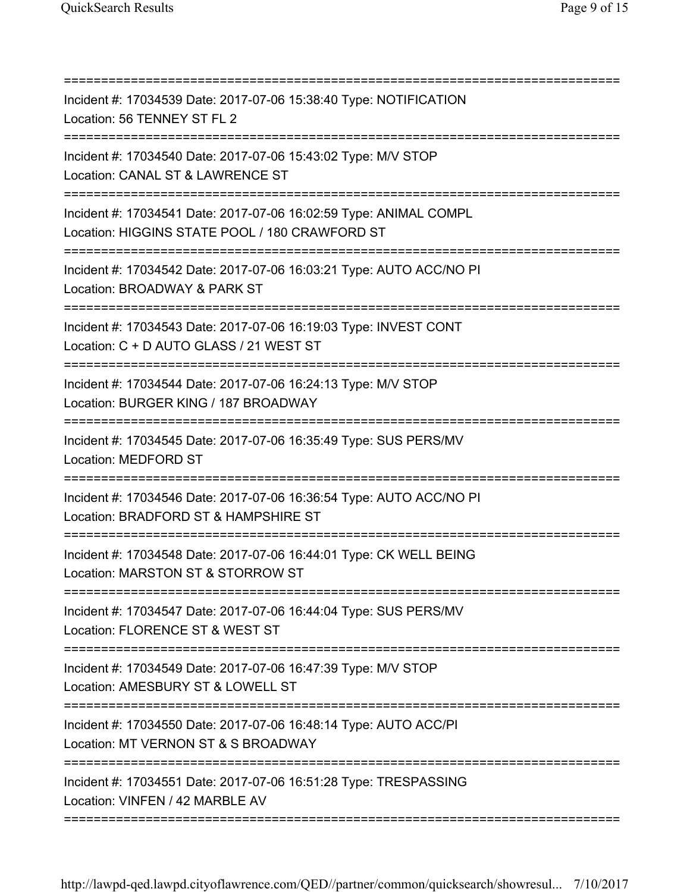Incident #: 17034539 Date: 2017-07-06 15:38:40 Type: NOTIFICATION
Location: 56 TENNEY ST FL 2

Incident #: 17034540 Date: 2017-07-06 15:43:02 Type: M/V STOP
Location: CANAL ST & LAWRENCE ST

Incident #: 17034541 Date: 2017-07-06 16:02:59 Type: ANIMAL COMPL
Location: HIGGINS STATE POOL / 180 CRAWFORD ST

Incident #: 17034542 Date: 2017-07-06 16:03:21 Type: AUTO ACC/NO PI
Location: BROADWAY & PARK ST

Incident #: 17034543 Date: 2017-07-06 16:19:03 Type: INVEST CONT
Location: C + D AUTO GLASS / 21 WEST ST

Incident #: 17034544 Date: 2017-07-06 16:24:13 Type: M/V STOP
Location: BURGER KING / 187 BROADWAY

Incident #: 17034545 Date: 2017-07-06 16:35:49 Type: SUS PERS/MV
Location: MEDFORD ST

Incident #: 17034546 Date: 2017-07-06 16:36:54 Type: AUTO ACC/NO PI
Location: BRADFORD ST & HAMPSHIRE ST

Incident #: 17034548 Date: 2017-07-06 16:44:01 Type: CK WELL BEING
Location: MARSTON ST & STORROW ST

Incident #: 17034547 Date: 2017-07-06 16:44:04 Type: SUS PERS/MV
Location: FLORENCE ST & WEST ST

Incident #: 17034549 Date: 2017-07-06 16:47:39 Type: M/V STOP
Location: AMESBURY ST & LOWELL ST

Incident #: 17034550 Date: 2017-07-06 16:48:14 Type: AUTO ACC/PI
Location: MT VERNON ST & S BROADWAY

Incident #: 17034551 Date: 2017-07-06 16:51:28 Type: TRESPASSING
Location: VINFEN / 42 MARBLE AV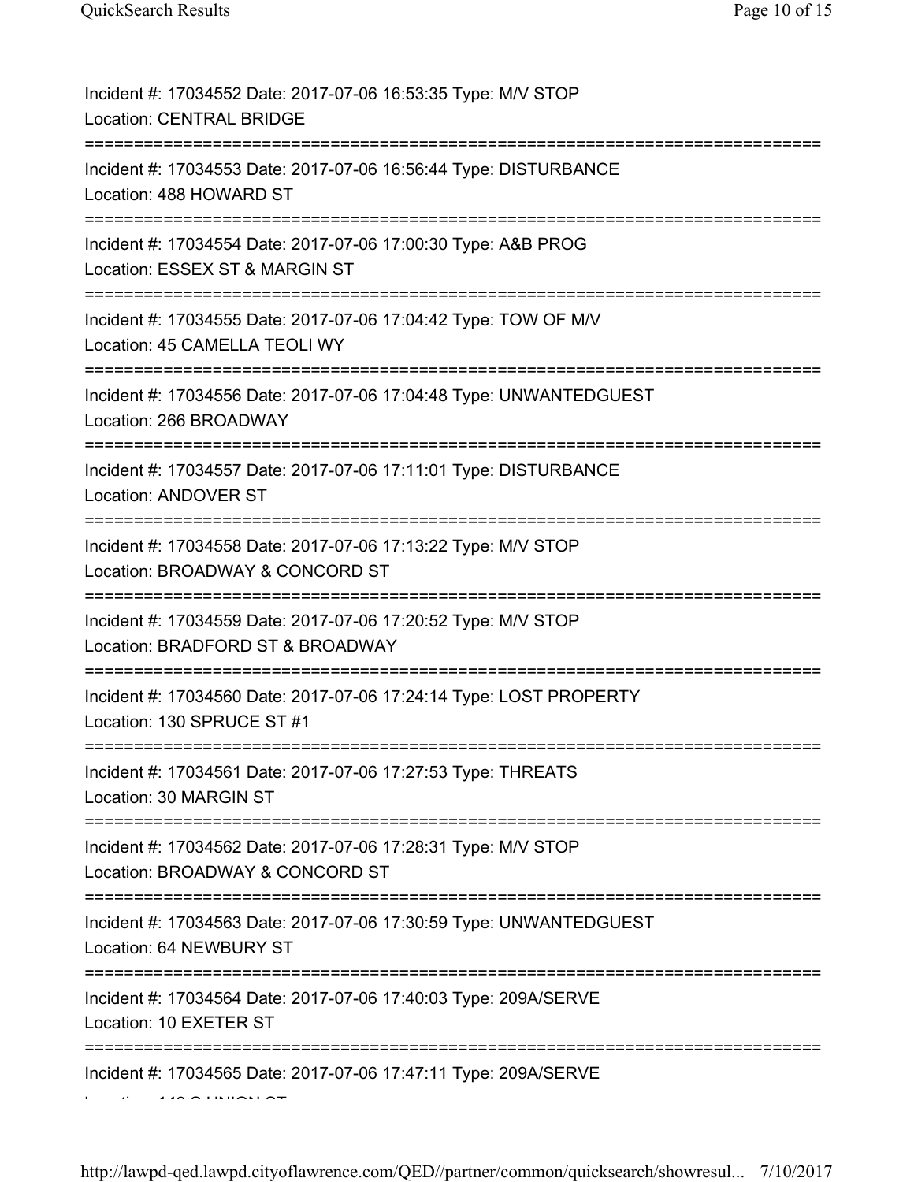Incident #: 17034552 Date: 2017-07-06 16:53:35 Type: M/V STOP
Location: CENTRAL BRIDGE

===========================================================================

Incident #: 17034553 Date: 2017-07-06 16:56:44 Type: DISTURBANCE
Location: 488 HOWARD ST

===========================================================================

Incident #: 17034554 Date: 2017-07-06 17:00:30 Type: A&B PROG
Location: ESSEX ST & MARGIN ST

===========================================================================

Incident #: 17034555 Date: 2017-07-06 17:04:42 Type: TOW OF M/V
Location: 45 CAMELLA TEOLI WY

===========================================================================

Incident #: 17034556 Date: 2017-07-06 17:04:48 Type: UNWANTEDGUEST
Location: 266 BROADWAY

===========================================================================

Incident #: 17034557 Date: 2017-07-06 17:11:01 Type: DISTURBANCE
Location: ANDOVER ST

===========================================================================

Incident #: 17034558 Date: 2017-07-06 17:13:22 Type: M/V STOP
Location: BROADWAY & CONCORD ST

===========================================================================

Incident #: 17034559 Date: 2017-07-06 17:20:52 Type: M/V STOP
Location: BRADFORD ST & BROADWAY

===========================================================================

Incident #: 17034560 Date: 2017-07-06 17:24:14 Type: LOST PROPERTY
Location: 130 SPRUCE ST #1

===========================================================================

Incident #: 17034561 Date: 2017-07-06 17:27:53 Type: THREATS
Location: 30 MARGIN ST

===========================================================================

Incident #: 17034562 Date: 2017-07-06 17:28:31 Type: M/V STOP
Location: BROADWAY & CONCORD ST

===========================================================================

Incident #: 17034563 Date: 2017-07-06 17:30:59 Type: UNWANTEDGUEST
Location: 64 NEWBURY ST

===========================================================================

Incident #: 17034564 Date: 2017-07-06 17:40:03 Type: 209A/SERVE
Location: 10 EXETER ST

===========================================================================

Incident #: 17034565 Date: 2017-07-06 17:47:11 Type: 209A/SERVE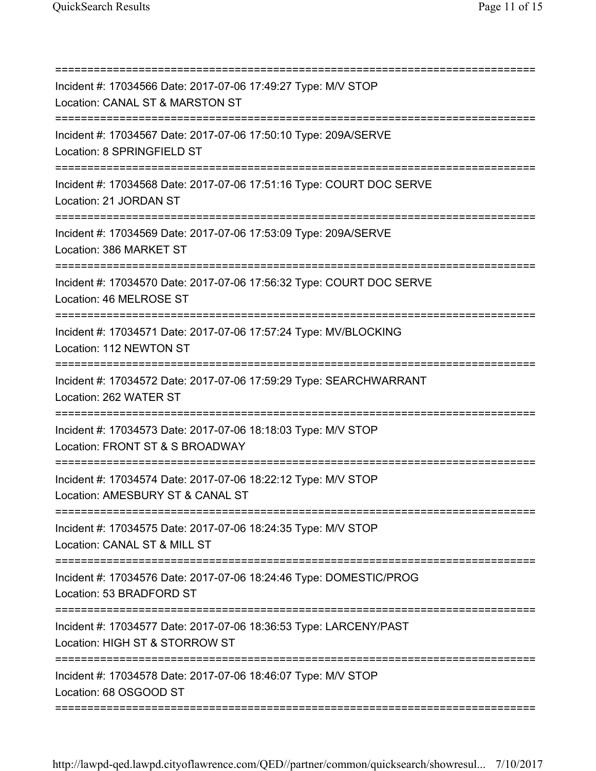===========================================================================

Incident #: 17034566 Date: 2017-07-06 17:49:27 Type: M/V STOP
Location: CANAL ST & MARSTON ST

===========================================================================

Incident #: 17034567 Date: 2017-07-06 17:50:10 Type: 209A/SERVE
Location: 8 SPRINGFIELD ST

===========================================================================

Incident #: 17034568 Date: 2017-07-06 17:51:16 Type: COURT DOC SERVE
Location: 21 JORDAN ST

===========================================================================

Incident #: 17034569 Date: 2017-07-06 17:53:09 Type: 209A/SERVE
Location: 386 MARKET ST

===========================================================================

Incident #: 17034570 Date: 2017-07-06 17:56:32 Type: COURT DOC SERVE
Location: 46 MELROSE ST

===========================================================================

Incident #: 17034571 Date: 2017-07-06 17:57:24 Type: MV/BLOCKING
Location: 112 NEWTON ST

===========================================================================

Incident #: 17034572 Date: 2017-07-06 17:59:29 Type: SEARCHWARRANT
Location: 262 WATER ST

===========================================================================

Incident #: 17034573 Date: 2017-07-06 18:18:03 Type: M/V STOP
Location: FRONT ST & S BROADWAY

===========================================================================

Incident #: 17034574 Date: 2017-07-06 18:22:12 Type: M/V STOP
Location: AMESBURY ST & CANAL ST

===========================================================================

Incident #: 17034575 Date: 2017-07-06 18:24:35 Type: M/V STOP
Location: CANAL ST & MILL ST

===========================================================================

Incident #: 17034576 Date: 2017-07-06 18:24:46 Type: DOMESTIC/PROG
Location: 53 BRADFORD ST

===========================================================================

Incident #: 17034577 Date: 2017-07-06 18:36:53 Type: LARCENY/PAST
Location: HIGH ST & STORROW ST

===========================================================================

Incident #: 17034578 Date: 2017-07-06 18:46:07 Type: M/V STOP
Location: 68 OSGOOD ST

===========================================================================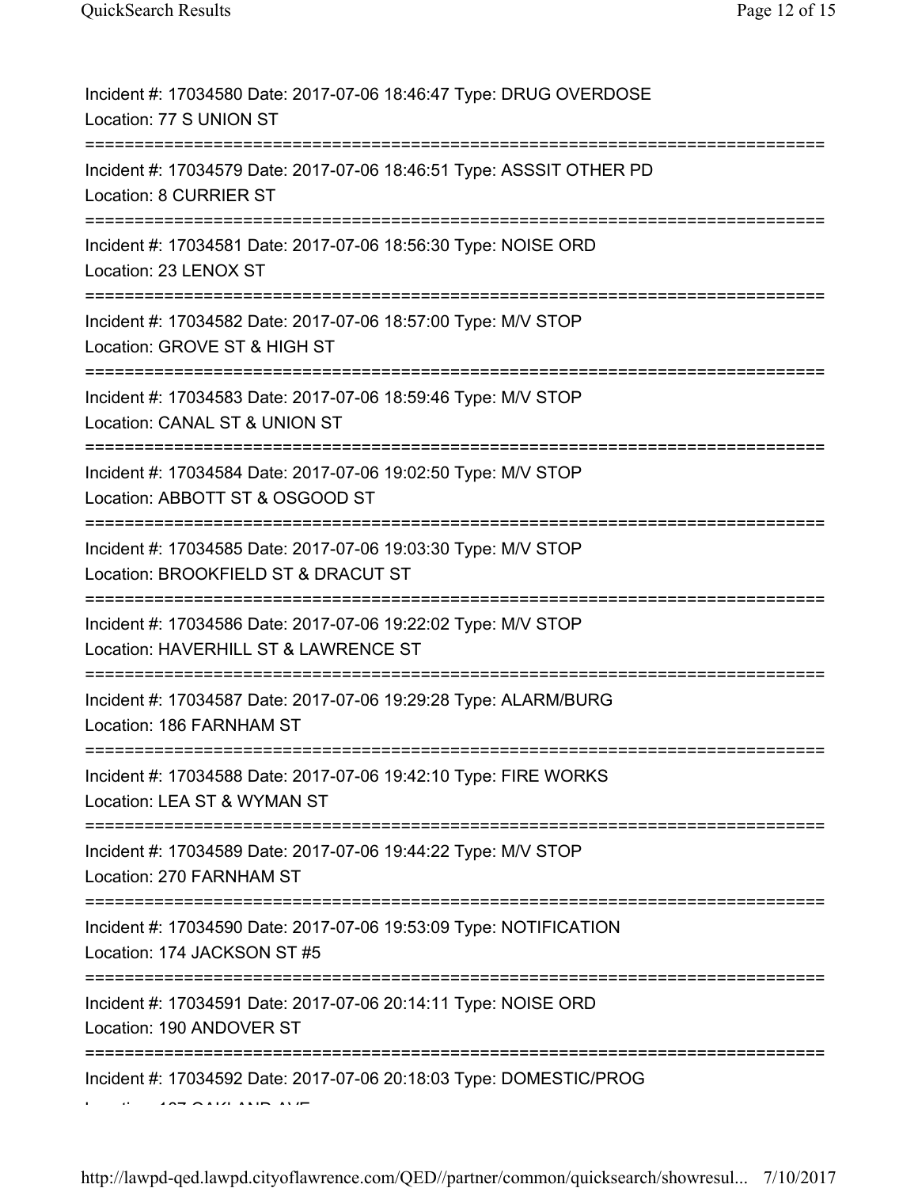Incident #: 17034580 Date: 2017-07-06 18:46:47 Type: DRUG OVERDOSE
Location: 77 S UNION ST

===========================================================================

Incident #: 17034579 Date: 2017-07-06 18:46:51 Type: ASSSIT OTHER PD
Location: 8 CURRIER ST

===========================================================================

Incident #: 17034581 Date: 2017-07-06 18:56:30 Type: NOISE ORD
Location: 23 LENOX ST

===========================================================================

Incident #: 17034582 Date: 2017-07-06 18:57:00 Type: M/V STOP
Location: GROVE ST & HIGH ST

===========================================================================

Incident #: 17034583 Date: 2017-07-06 18:59:46 Type: M/V STOP
Location: CANAL ST & UNION ST

===========================================================================

Incident #: 17034584 Date: 2017-07-06 19:02:50 Type: M/V STOP
Location: ABBOTT ST & OSGOOD ST

===========================================================================

Incident #: 17034585 Date: 2017-07-06 19:03:30 Type: M/V STOP
Location: BROOKFIELD ST & DRACUT ST

===========================================================================

Incident #: 17034586 Date: 2017-07-06 19:22:02 Type: M/V STOP
Location: HAVERHILL ST & LAWRENCE ST

===========================================================================

Incident #: 17034587 Date: 2017-07-06 19:29:28 Type: ALARM/BURG
Location: 186 FARNHAM ST

===========================================================================

Incident #: 17034588 Date: 2017-07-06 19:42:10 Type: FIRE WORKS
Location: LEA ST & WYMAN ST

===========================================================================

Incident #: 17034589 Date: 2017-07-06 19:44:22 Type: M/V STOP
Location: 270 FARNHAM ST

===========================================================================

Incident #: 17034590 Date: 2017-07-06 19:53:09 Type: NOTIFICATION
Location: 174 JACKSON ST #5

===========================================================================

Incident #: 17034591 Date: 2017-07-06 20:14:11 Type: NOISE ORD
Location: 190 ANDOVER ST

===========================================================================

Incident #: 17034592 Date: 2017-07-06 20:18:03 Type: DOMESTIC/PROG
Location: 107 OAKLAND AVE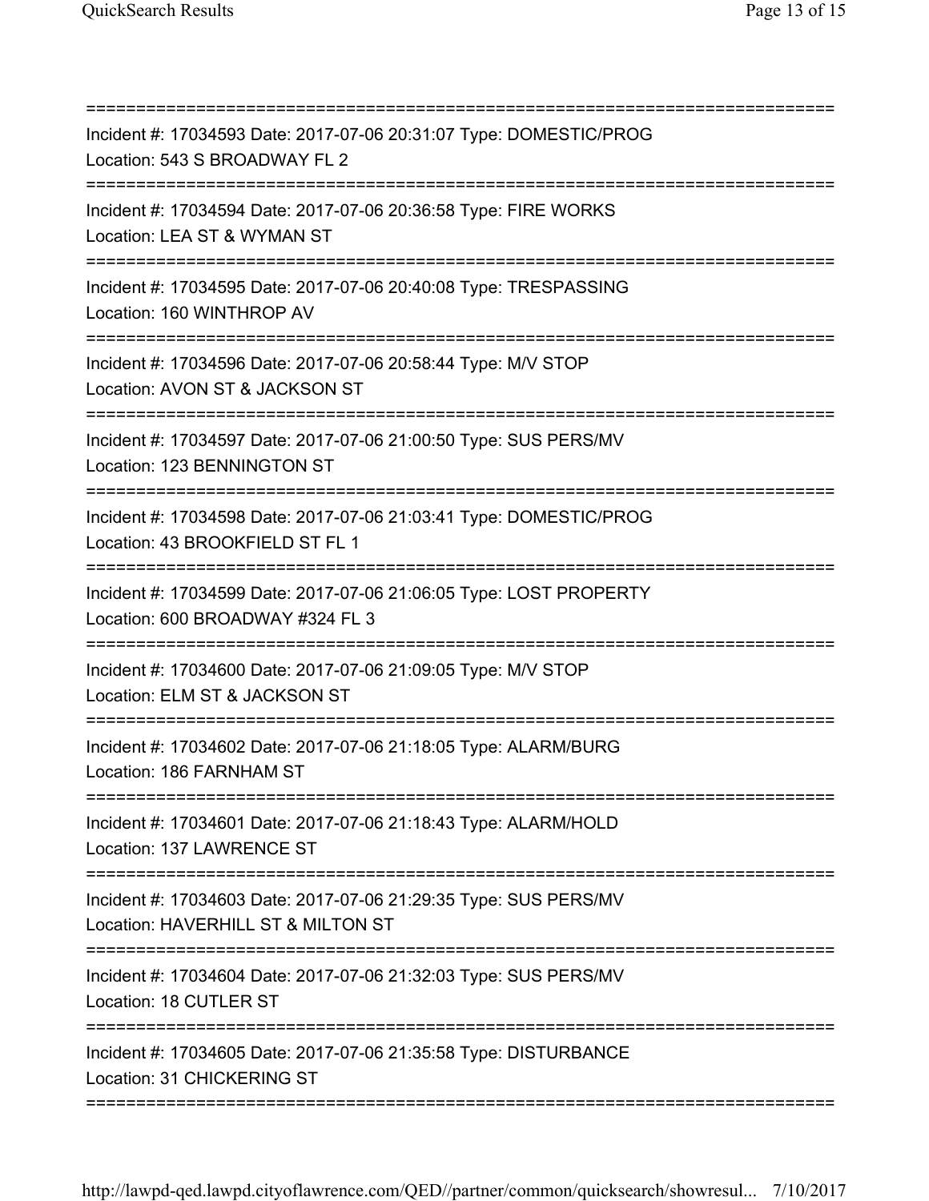===========================================================================

Incident #: 17034593 Date: 2017-07-06 20:31:07 Type: DOMESTIC/PROG
Location: 543 S BROADWAY FL 2

===========================================================================

Incident #: 17034594 Date: 2017-07-06 20:36:58 Type: FIRE WORKS
Location: LEA ST & WYMAN ST

===========================================================================

Incident #: 17034595 Date: 2017-07-06 20:40:08 Type: TRESPASSING
Location: 160 WINTHROP AV

===========================================================================

Incident #: 17034596 Date: 2017-07-06 20:58:44 Type: M/V STOP
Location: AVON ST & JACKSON ST

===========================================================================

Incident #: 17034597 Date: 2017-07-06 21:00:50 Type: SUS PERS/MV
Location: 123 BENNINGTON ST

===========================================================================

Incident #: 17034598 Date: 2017-07-06 21:03:41 Type: DOMESTIC/PROG
Location: 43 BROOKFIELD ST FL 1

===========================================================================

Incident #: 17034599 Date: 2017-07-06 21:06:05 Type: LOST PROPERTY
Location: 600 BROADWAY #324 FL 3

===========================================================================

Incident #: 17034600 Date: 2017-07-06 21:09:05 Type: M/V STOP
Location: ELM ST & JACKSON ST

===========================================================================

Incident #: 17034602 Date: 2017-07-06 21:18:05 Type: ALARM/BURG
Location: 186 FARNHAM ST

===========================================================================

Incident #: 17034601 Date: 2017-07-06 21:18:43 Type: ALARM/HOLD
Location: 137 LAWRENCE ST

===========================================================================

Incident #: 17034603 Date: 2017-07-06 21:29:35 Type: SUS PERS/MV
Location: HAVERHILL ST & MILTON ST

===========================================================================

Incident #: 17034604 Date: 2017-07-06 21:32:03 Type: SUS PERS/MV
Location: 18 CUTLER ST

===========================================================================

Incident #: 17034605 Date: 2017-07-06 21:35:58 Type: DISTURBANCE
Location: 31 CHICKERING ST

===========================================================================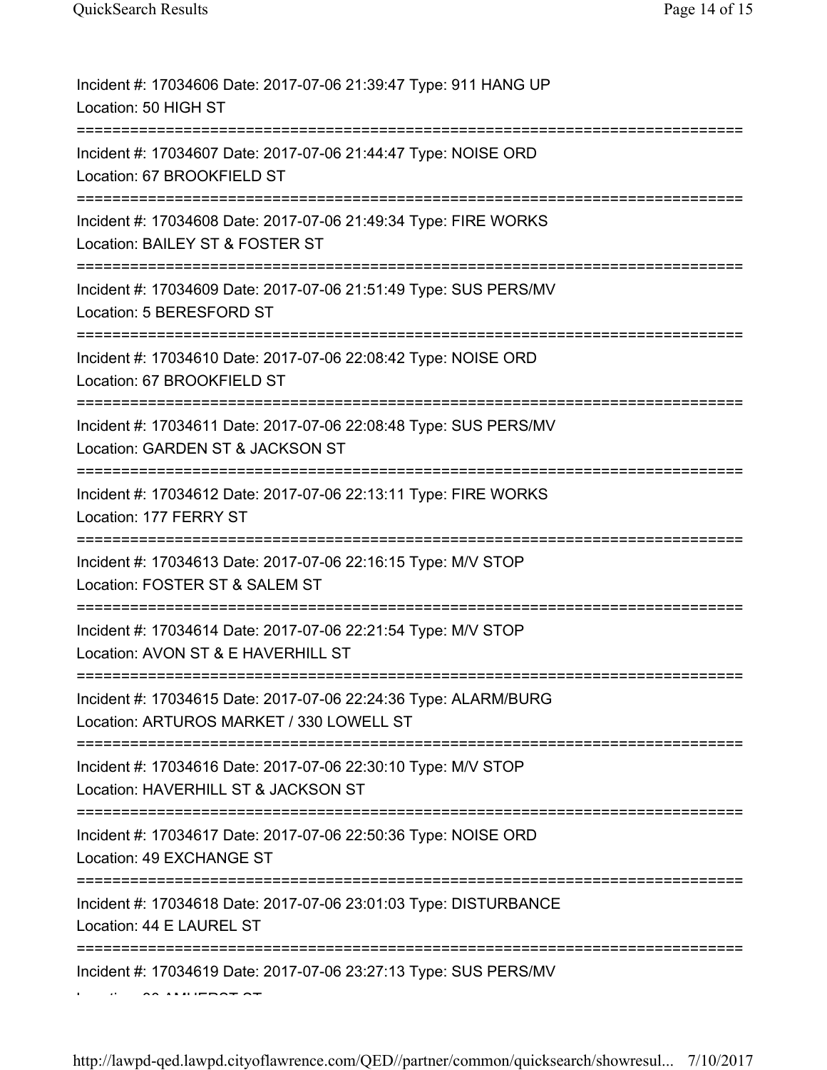Incident #: 17034606 Date: 2017-07-06 21:39:47 Type: 911 HANG UP
Location: 50 HIGH ST

===========================================================================

Incident #: 17034607 Date: 2017-07-06 21:44:47 Type: NOISE ORD
Location: 67 BROOKFIELD ST

===========================================================================

Incident #: 17034608 Date: 2017-07-06 21:49:34 Type: FIRE WORKS
Location: BAILEY ST & FOSTER ST

===========================================================================

Incident #: 17034609 Date: 2017-07-06 21:51:49 Type: SUS PERS/MV
Location: 5 BERESFORD ST

===========================================================================

Incident #: 17034610 Date: 2017-07-06 22:08:42 Type: NOISE ORD
Location: 67 BROOKFIELD ST

===========================================================================

Incident #: 17034611 Date: 2017-07-06 22:08:48 Type: SUS PERS/MV
Location: GARDEN ST & JACKSON ST

===========================================================================

Incident #: 17034612 Date: 2017-07-06 22:13:11 Type: FIRE WORKS
Location: 177 FERRY ST

===========================================================================

Incident #: 17034613 Date: 2017-07-06 22:16:15 Type: M/V STOP
Location: FOSTER ST & SALEM ST

===========================================================================

Incident #: 17034614 Date: 2017-07-06 22:21:54 Type: M/V STOP
Location: AVON ST & E HAVERHILL ST

===========================================================================

Incident #: 17034615 Date: 2017-07-06 22:24:36 Type: ALARM/BURG
Location: ARTUROS MARKET / 330 LOWELL ST

===========================================================================

Incident #: 17034616 Date: 2017-07-06 22:30:10 Type: M/V STOP
Location: HAVERHILL ST & JACKSON ST

===========================================================================

Incident #: 17034617 Date: 2017-07-06 22:50:36 Type: NOISE ORD
Location: 49 EXCHANGE ST

===========================================================================

Incident #: 17034618 Date: 2017-07-06 23:01:03 Type: DISTURBANCE
Location: 44 E LAUREL ST

===========================================================================

Incident #: 17034619 Date: 2017-07-06 23:27:13 Type: SUS PERS/MV
Location: 90 AMHERST ST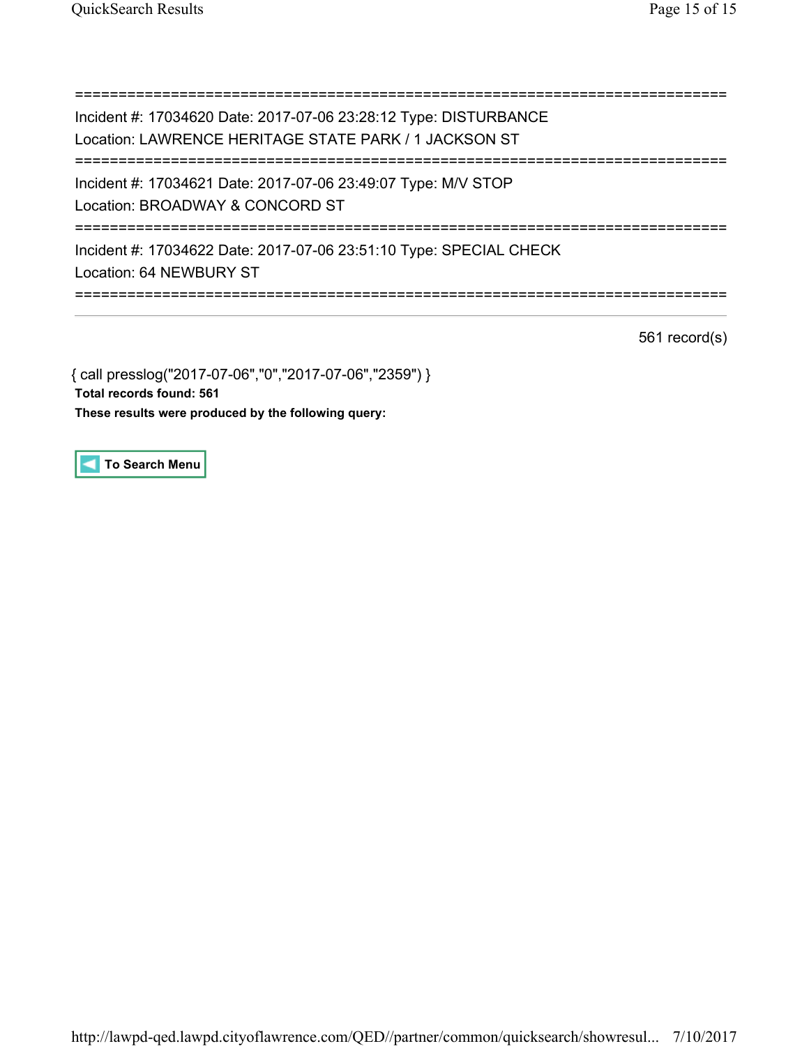===========================================================================

Incident #: 17034620 Date: 2017-07-06 23:28:12 Type: DISTURBANCE

Location: LAWRENCE HERITAGE STATE PARK / 1 JACKSON ST

===========================================================================

Incident #: 17034621 Date: 2017-07-06 23:49:07 Type: M/V STOP

Location: BROADWAY & CONCORD ST

===========================================================================

Incident #: 17034622 Date: 2017-07-06 23:51:10 Type: SPECIAL CHECK

Location: 64 NEWBURY ST

===========================================================================

---

561 record(s)

{ call presslog("2017-07-06","0","2017-07-06","2359") }

**Total records found: 561**

**These results were produced by the following query:**

**To Search Menu**